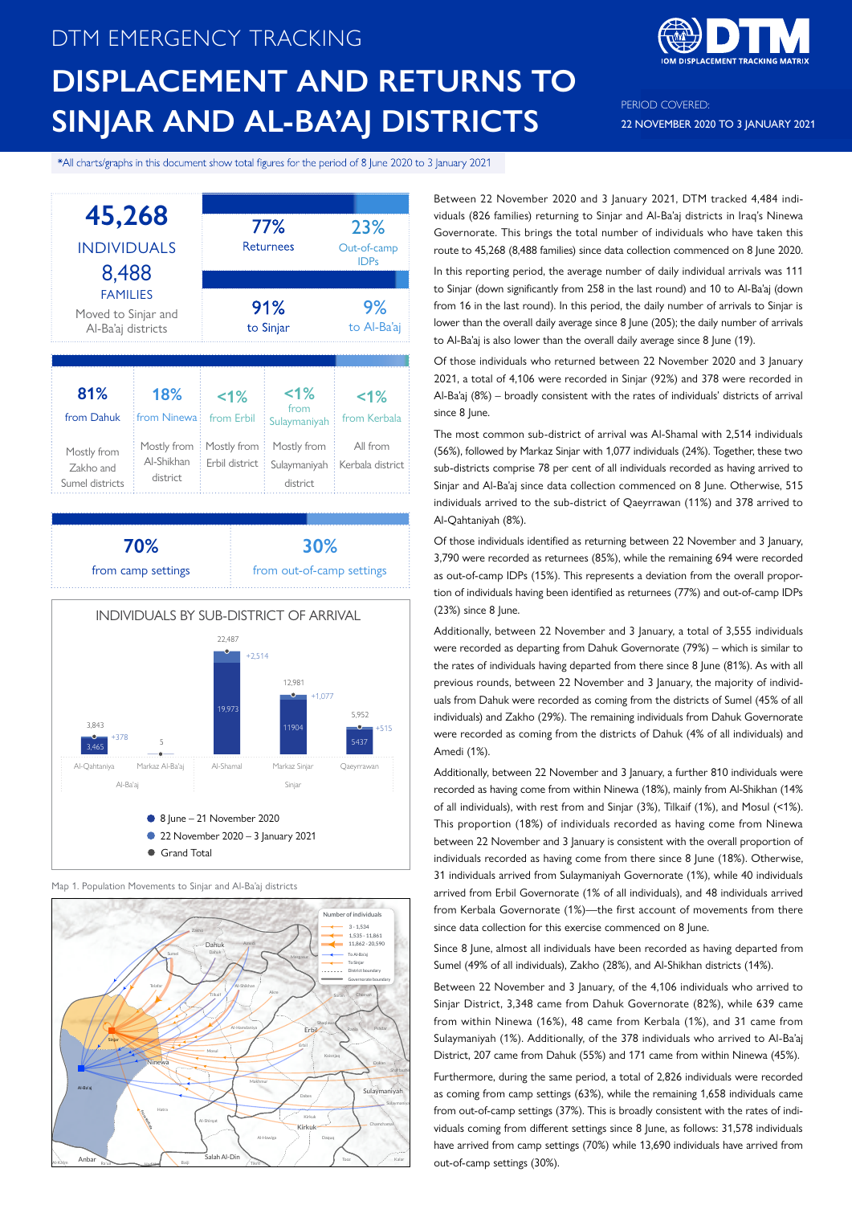# DTM EMERGENCY TRACKING

# DISPLACEMENT AND RETURNS TO SINJAR AND AL-BA'AJ DISTRICTS

PERIOD COVERED:
22 NOVEMBER 2020 TO 3 JANUARY 2021

*All charts/graphs in this document show total figures for the period of 8 June 2020 to 3 January 2021

**45,268** INDIVIDUALS
**8,488** FAMILIES
Moved to Sinjar and Al-Ba'aj districts

| 77% Returnees | 23% Out-of-camp IDPs |
|---|---|
| 91% to Sinjar | 9% to Al-Ba'aj |

| 81% from Dahuk | 18% from Ninewa | <1% from Erbil | <1% from Sulaymaniyah | <1% from Kerbala |
|---|---|---|---|---|
| Mostly from Zakho and Sumel districts | Mostly from Al-Shikhan district | Mostly from Erbil district | Mostly from Sulaymaniyah district | All from Kerbala district |

| 70% from camp settings | 30% from out-of-camp settings |
|---|---|

## INDIVIDUALS BY SUB-DISTRICT OF ARRIVAL

| District | Sub-district | 8 June – 21 November 2020 | 22 November 2020 – 3 January 2021 | Grand Total |
|---|---|---|---|---|
| Al-Ba'aj | Al-Qahtaniya | 3,465 | +378 | 3,843 |
| Al-Ba'aj | Markaz Al-Ba'aj | | | 5 |
| Sinjar | Al-Shamal | 19,973 | +2,514 | 22,487 |
| Sinjar | Markaz Sinjar | 11904 | +1,077 | 12,981 |
| Sinjar | Qaeyrrawan | 5437 | +515 | 5,952 |

Map 1. Population Movements to Sinjar and Al-Ba'aj districts

Between 22 November 2020 and 3 January 2021, DTM tracked 4,484 individuals (826 families) returning to Sinjar and Al-Ba'aj districts in Iraq's Ninewa Governorate. This brings the total number of individuals who have taken this route to 45,268 (8,488 families) since data collection commenced on 8 June 2020.

In this reporting period, the average number of daily individual arrivals was 111 to Sinjar (down significantly from 258 in the last round) and 10 to Al-Ba'aj (down from 16 in the last round). In this period, the daily number of arrivals to Sinjar is lower than the overall daily average since 8 June (205); the daily number of arrivals to Al-Ba'aj is also lower than the overall daily average since 8 June (19).

Of those individuals who returned between 22 November 2020 and 3 January 2021, a total of 4,106 were recorded in Sinjar (92%) and 378 were recorded in Al-Ba'aj (8%) – broadly consistent with the rates of individuals' districts of arrival since 8 June.

The most common sub-district of arrival was Al-Shamal with 2,514 individuals (56%), followed by Markaz Sinjar with 1,077 individuals (24%). Together, these two sub-districts comprise 78 per cent of all individuals recorded as having arrived to Sinjar and Al-Ba'aj since data collection commenced on 8 June. Otherwise, 515 individuals arrived to the sub-district of Qaeyrrawan (11%) and 378 arrived to Al-Qahtaniyah (8%).

Of those individuals identified as returning between 22 November and 3 January, 3,790 were recorded as returnees (85%), while the remaining 694 were recorded as out-of-camp IDPs (15%). This represents a deviation from the overall proportion of individuals having been identified as returnees (77%) and out-of-camp IDPs (23%) since 8 June.

Additionally, between 22 November and 3 January, a total of 3,555 individuals were recorded as departing from Dahuk Governorate (79%) – which is similar to the rates of individuals having departed from there since 8 June (81%). As with all previous rounds, between 22 November and 3 January, the majority of individuals from Dahuk were recorded as coming from the districts of Sumel (45% of all individuals) and Zakho (29%). The remaining individuals from Dahuk Governorate were recorded as coming from the districts of Dahuk (4% of all individuals) and Amedi (1%).

Additionally, between 22 November and 3 January, a further 810 individuals were recorded as having come from within Ninewa (18%), mainly from Al-Shikhan (14% of all individuals), with rest from and Sinjar (3%), Tilkaif (1%), and Mosul (<1%). This proportion (18%) of individuals recorded as having come from Ninewa between 22 November and 3 January is consistent with the overall proportion of individuals recorded as having come from there since 8 June (18%). Otherwise, 31 individuals arrived from Sulaymaniyah Governorate (1%), while 40 individuals arrived from Erbil Governorate (1% of all individuals), and 48 individuals arrived from Kerbala Governorate (1%)—the first account of movements from there since data collection for this exercise commenced on 8 June.

Since 8 June, almost all individuals have been recorded as having departed from Sumel (49% of all individuals), Zakho (28%), and Al-Shikhan districts (14%).

Between 22 November and 3 January, of the 4,106 individuals who arrived to Sinjar District, 3,348 came from Dahuk Governorate (82%), while 639 came from within Ninewa (16%), 48 came from Kerbala (1%), and 31 came from Sulaymaniyah (1%). Additionally, of the 378 individuals who arrived to Al-Ba'aj District, 207 came from Dahuk (55%) and 171 came from within Ninewa (45%).

Furthermore, during the same period, a total of 2,826 individuals were recorded as coming from camp settings (63%), while the remaining 1,658 individuals came from out-of-camp settings (37%). This is broadly consistent with the rates of individuals coming from different settings since 8 June, as follows: 31,578 individuals have arrived from camp settings (70%) while 13,690 individuals have arrived from out-of-camp settings (30%).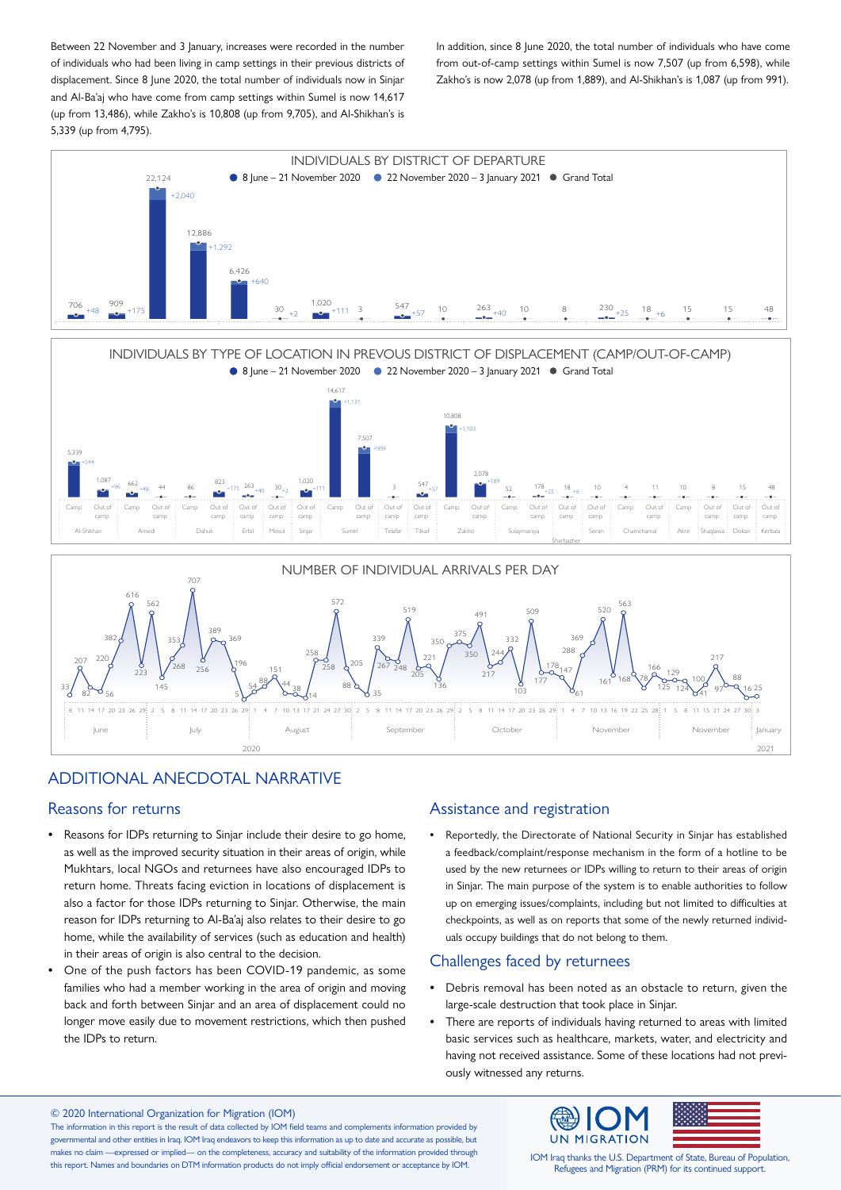Between 22 November and 3 January, increases were recorded in the number of individuals who had been living in camp settings in their previous districts of displacement. Since 8 June 2020, the total number of individuals now in Sinjar and Al-Ba'aj who have come from camp settings within Sumel is now 14,617 (up from 13,486), while Zakho's is 10,808 (up from 9,705), and Al-Shikhan's is 5,339 (up from 4,795).

In addition, since 8 June 2020, the total number of individuals who have come from out-of-camp settings within Sumel is now 7,507 (up from 6,598), while Zakho's is now 2,078 (up from 1,889), and Al-Shikhan's is 1,087 (up from 991).

INDIVIDUALS BY DISTRICT OF DEPARTURE

8 June – 21 November 2020 · 22 November 2020 – 3 January 2021 · Grand Total

706 +48
909 +175
22,124 +2,040
12,886 +1,292
6,426 +640
30 +2
1,020 +111
3
547 +57
10
263 +40
10
8
230 +25
18 +6
15
15
48

INDIVIDUALS BY TYPE OF LOCATION IN PREVOUS DISTRICT OF DISPLACEMENT (CAMP/OUT-OF-CAMP)

8 June – 21 November 2020 · 22 November 2020 – 3 January 2021 · Grand Total

Al-Shikhan: Camp 5,339 +544; Out of camp 1,087 +96
Amedi: Camp 662 +48; Out of camp 44
Dahuk: Camp 86; Out of camp 823 +175
Erbil: Out of camp 263 +40
Mosul: Out of camp 30 +2
Sinjar: Out of camp 1,020 +111
Sumel: Camp 14,617 +1,131; Out of camp 7,507 +909
Telafar: Out of camp 3
Tilkaif: Out of camp 547 +57
Zakho: Camp 10,808 +1,103; Out of camp 2,078 +189
Sulaymaniya: Camp 52; Out of camp 178 +25
Sharbazher: Out of camp 18 +6
Soran: Out of camp 10
Chamchamal: Camp 4; Out of camp 11
Akre: Camp 10
Shaqlawa: Out of camp 8
Dokan: Out of camp 15
Kerbala: Out of camp 48

NUMBER OF INDIVIDUAL ARRIVALS PER DAY

June, July, August, September, October, November, November, January
2020, 2021

## ADDITIONAL ANECDOTAL NARRATIVE

### Reasons for returns

- Reasons for IDPs returning to Sinjar include their desire to go home, as well as the improved security situation in their areas of origin, while Mukhtars, local NGOs and returnees have also encouraged IDPs to return home. Threats facing eviction in locations of displacement is also a factor for those IDPs returning to Sinjar. Otherwise, the main reason for IDPs returning to Al-Ba'aj also relates to their desire to go home, while the availability of services (such as education and health) in their areas of origin is also central to the decision.
- One of the push factors has been COVID-19 pandemic, as some families who had a member working in the area of origin and moving back and forth between Sinjar and an area of displacement could no longer move easily due to movement restrictions, which then pushed the IDPs to return.

### Assistance and registration

- Reportedly, the Directorate of National Security in Sinjar has established a feedback/complaint/response mechanism in the form of a hotline to be used by the new returnees or IDPs willing to return to their areas of origin in Sinjar. The main purpose of the system is to enable authorities to follow up on emerging issues/complaints, including but not limited to difficulties at checkpoints, as well as on reports that some of the newly returned individuals occupy buildings that do not belong to them.

### Challenges faced by returnees

- Debris removal has been noted as an obstacle to return, given the large-scale destruction that took place in Sinjar.
- There are reports of individuals having returned to areas with limited basic services such as healthcare, markets, water, and electricity and having not received assistance. Some of these locations had not previously witnessed any returns.

© 2020 International Organization for Migration (IOM)

The information in this report is the result of data collected by IOM field teams and complements information provided by governmental and other entities in Iraq. IOM Iraq endeavors to keep this information as up to date and accurate as possible, but makes no claim —expressed or implied— on the completeness, accuracy and suitability of the information provided through this report. Names and boundaries on DTM information products do not imply official endorsement or acceptance by IOM.

IOM Iraq thanks the U.S. Department of State, Bureau of Population, Refugees and Migration (PRM) for its continued support.